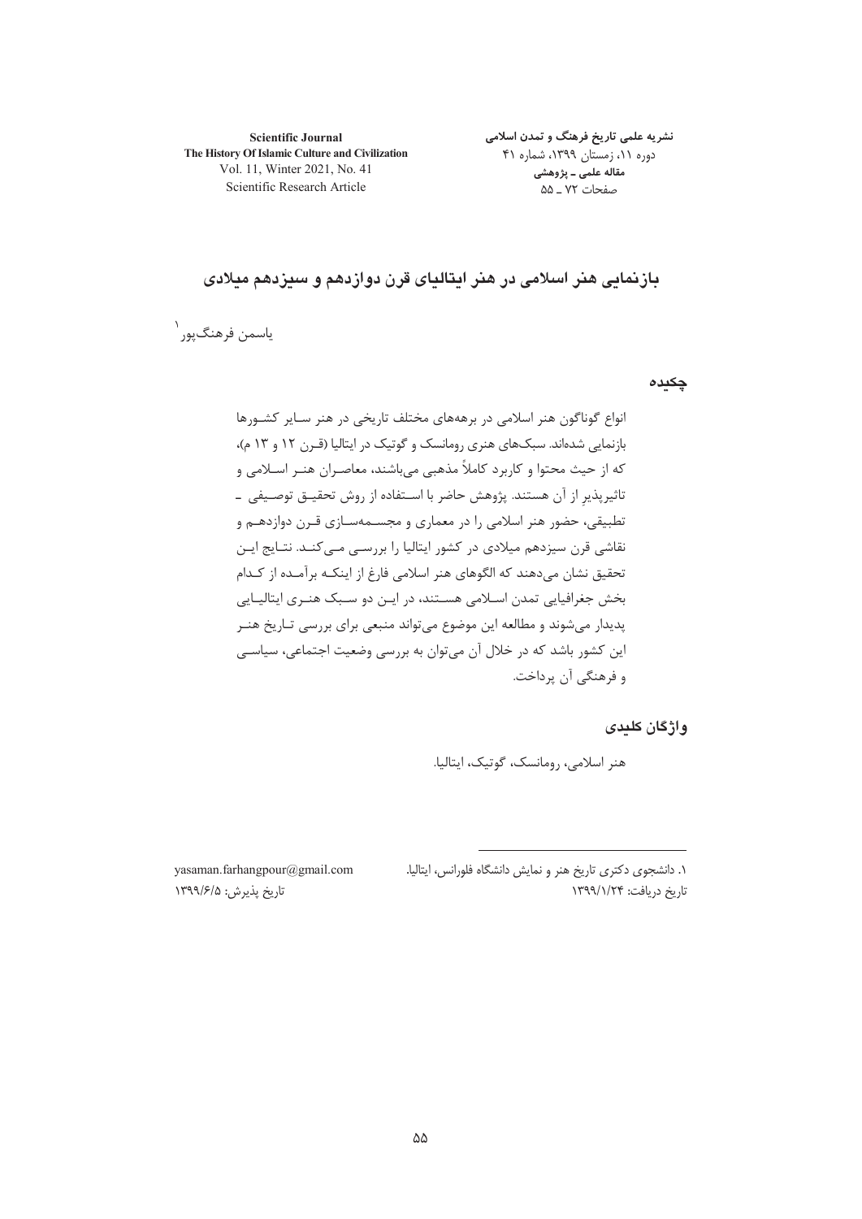# بازنمایی هنر اسلامی در هنر ایتالیای قرن دوازدهم و سیزدهم میلادی

یاسمن فرهنگ‌پور[1]

## چکیده

انواع گوناگون هنر اسلامی در برهه‌های مختلف تاریخی در هنر سایر کشورها بازنمایی شده‌اند. سبک‌های هنری رومانسک و گوتیک در ایتالیا (قرن ۱۲ و ۱۳ م)، که از حیث محتوا و کاربرد کاملاً مذهبی می‌باشند، معاصران هنر اسلامی و تاثیرپذیر از آن هستند. پژوهش حاضر با استفاده از روش تحقیق توصیفی ـ تطبیقی، حضور هنر اسلامی را در معماری و مجسمه‌سازی قرن دوازدهم و نقاشی قرن سیزدهم میلادی در کشور ایتالیا را بررسی می‌کند. نتایج این تحقیق نشان می‌دهند که الگوهای هنر اسلامی فارغ از اینکه برآمده از کدام بخش جغرافیایی تمدن اسلامی هستند، در این دو سبک هنری ایتالیایی پدیدار می‌شوند و مطالعه این موضوع می‌تواند منبعی برای بررسی تاریخ هنر این کشور باشد که در خلال آن می‌توان به بررسی وضعیت اجتماعی، سیاسی و فرهنگی آن پرداخت.

## واژگان کلیدی

هنر اسلامی، رومانسک، گوتیک، ایتالیا.

---

[1]. دانشجوی دکتری تاریخ هنر و نمایش دانشگاه فلورانس، ایتالیا.
yasaman.farhangpour@gmail.com

تاریخ دریافت: ۱۳۹۹/۱/۲۴
تاریخ پذیرش: ۱۳۹۹/۶/۵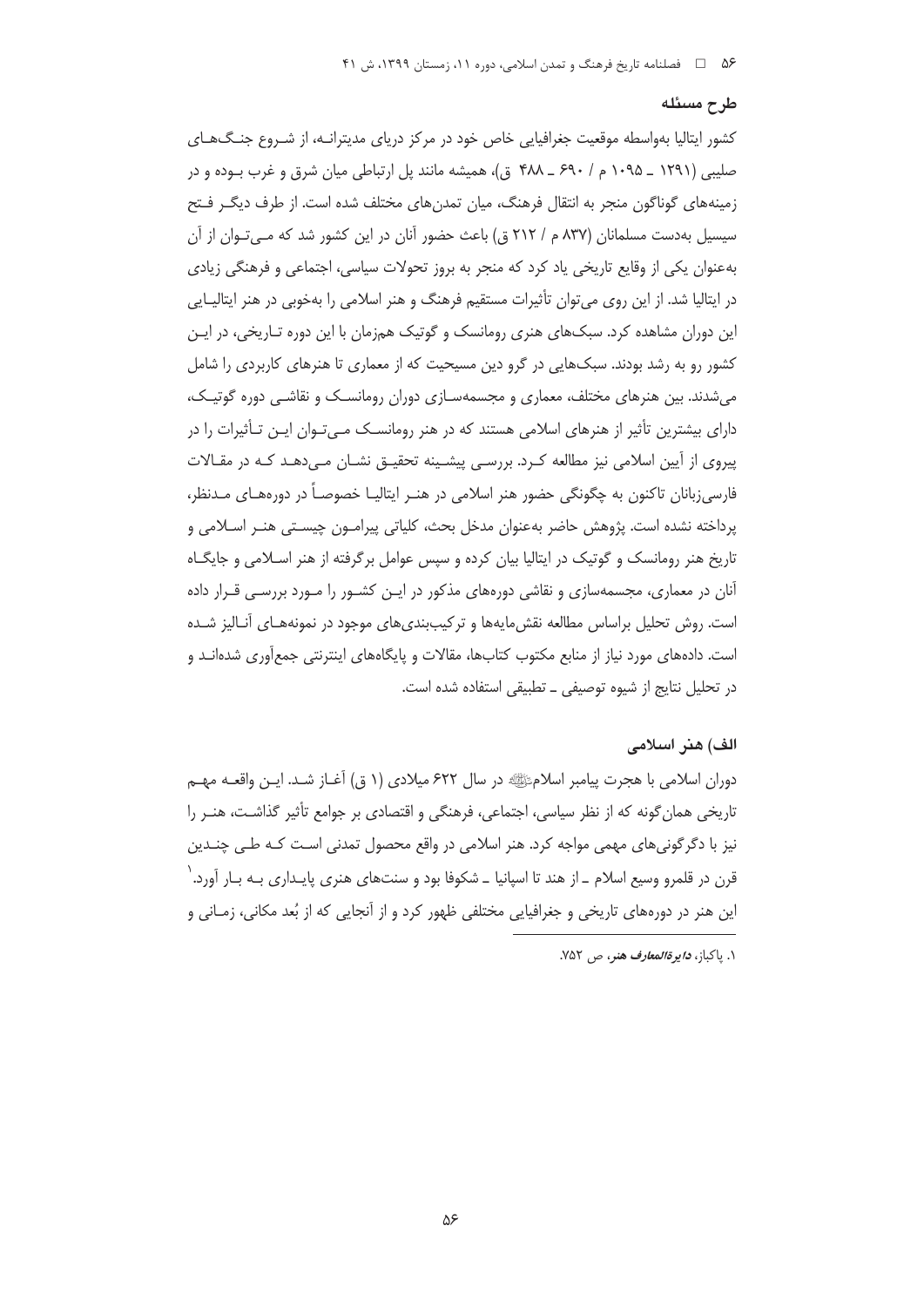## طرح مسئله

کشور ایتالیا به‌واسطه موقعیت جغرافیایی خاص خود در مرکز دریای مدیترانه، از شروع جنگ‌های صلیبی (۱۲۹۱ ـ ۱۰۹۵ م / ۶۹۰ ـ ۴۸۸ ق)، همیشه مانند پل ارتباطی میان شرق و غرب بوده و در زمینه‌های گوناگون منجر به انتقال فرهنگ، میان تمدن‌های مختلف شده است. از طرف دیگر فتح سیسیل به‌دست مسلمانان (۸۳۷ م / ۲۱۲ ق) باعث حضور آنان در این کشور شد که می‌توان از آن به‌عنوان یکی از وقایع تاریخی یاد کرد که منجر به بروز تحولات سیاسی، اجتماعی و فرهنگی زیادی در ایتالیا شد. از این روی می‌توان تأثیرات مستقیم فرهنگ و هنر اسلامی را به‌خوبی در هنر ایتالیایی این دوران مشاهده کرد. سبک‌های هنری رومانسک و گوتیک هم‌زمان با این دوره تاریخی، در این کشور رو به رشد بودند. سبک‌هایی در گرو دین مسیحیت که از معماری تا هنرهای کاربردی را شامل می‌شدند. بین هنرهای مختلف، معماری و مجسمه‌سازی دوران رومانسک و نقاشی دوره گوتیک، دارای بیشترین تأثیر از هنرهای اسلامی هستند که در هنر رومانسک می‌توان این تأثیرات را در پیروی از آیین اسلامی نیز مطالعه کرد. بررسی پیشینه تحقیق نشان می‌دهد که در مقالات فارسی‌زبانان تاکنون به چگونگی حضور هنر اسلامی در هنر ایتالیا خصوصاً در دوره‌های مدنظر، پرداخته نشده است. پژوهش حاضر به‌عنوان مدخل بحث، کلیاتی پیرامون چیستی هنر اسلامی و تاریخ هنر رومانسک و گوتیک در ایتالیا بیان کرده و سپس عوامل برگرفته از هنر اسلامی و جایگاه آنان در معماری، مجسمه‌سازی و نقاشی دوره‌های مذکور در این کشور را مورد بررسی قرار داده است. روش تحلیل براساس مطالعه نقش‌مایه‌ها و ترکیب‌بندی‌های موجود در نمونه‌های آنالیز شده است. داده‌های مورد نیاز از منابع مکتوب کتاب‌ها، مقالات و پایگاه‌های اینترنتی جمع‌آوری شده‌اند و در تحلیل نتایج از شیوه توصیفی ـ تطبیقی استفاده شده است.

## الف) هنر اسلامی

دوران اسلامی با هجرت پیامبر اسلامﷺ در سال ۶۲۲ میلادی (۱ ق) آغاز شد. این واقعه مهم تاریخی همان‌گونه که از نظر سیاسی، اجتماعی، فرهنگی و اقتصادی بر جوامع تأثیر گذاشت، هنر را نیز با دگرگونی‌های مهمی مواجه کرد. هنر اسلامی در واقع محصول تمدنی است که طی چندین قرن در قلمرو وسیع اسلام ـ از هند تا اسپانیا ـ شکوفا بود و سنت‌های هنری پایداری به بار آورد.[۱] این هنر در دوره‌های تاریخی و جغرافیایی مختلفی ظهور کرد و از آنجایی که از بُعد مکانی، زمانی و

۱. پاکباز، *دایرةالمعارف هنر*، ص ۷۵۲.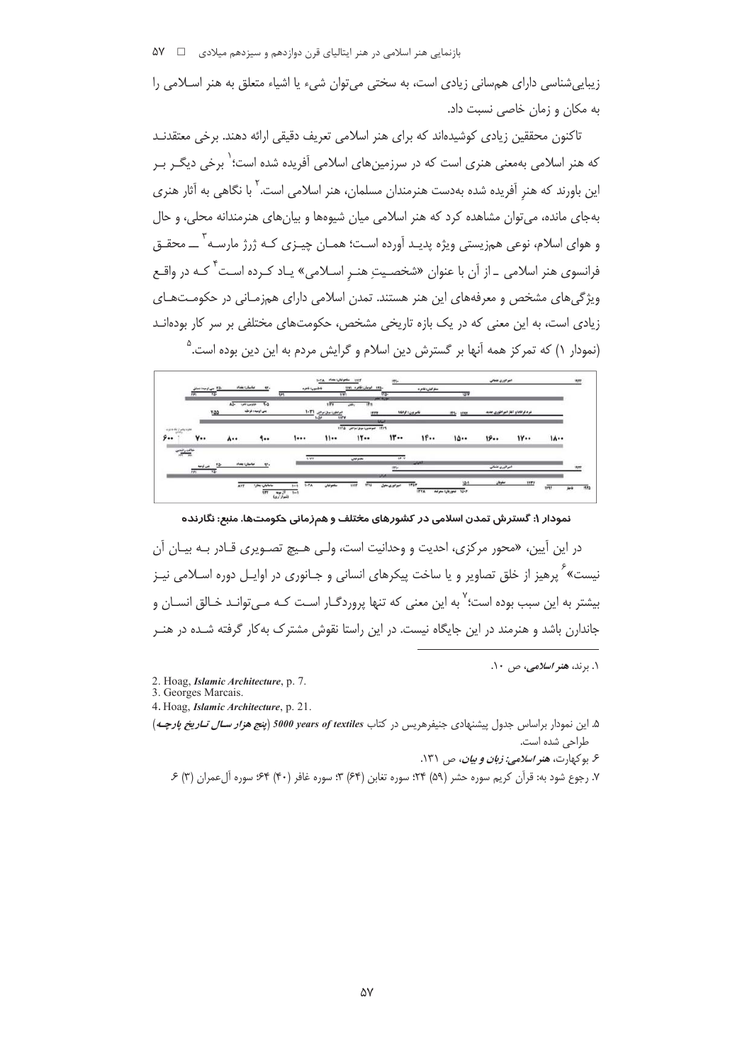زیبایی‌شناسی دارای همسانی زیادی است، به سختی می‌توان شیء یا اشیاء متعلق به هنر اسلامی را به مکان و زمان خاصی نسبت داد.

تاکنون محققین زیادی کوشیده‌اند که برای هنر اسلامی تعریف دقیقی ارائه دهند. برخی معتقدند که هنر اسلامی به‌معنی هنری است که در سرزمین‌های اسلامی آفریده شده است؛[1] برخی دیگر بر این باورند که هنرِ آفریده شده به‌دست هنرمندان مسلمان، هنر اسلامی است.[2] با نگاهی به آثار هنری به‌جای مانده، می‌توان مشاهده کرد که هنر اسلامی میان شیوه‌ها و بیان‌های هنرمندانه محلی، و حال و هوای اسلام، نوعی هم‌زیستی ویژه پدید آورده است؛ همان چیزی که ژرژ مارسه[3] ــ محقق فرانسوی هنر اسلامی ـ از آن با عنوان «شخصیتِ هنرِ اسلامی» یاد کرده است[4] که در واقع ویژگی‌های مشخص و معرفه‌های این هنر هستند. تمدن اسلامی دارای هم‌زمانی در حکومت‌های زیادی است، به این معنی که در یک بازه تاریخی مشخص، حکومت‌های مختلفی بر سر کار بوده‌اند (نمودار ۱) که تمرکز همه آنها بر گسترش دین اسلام و گرایش مردم به این دین بوده است.[5]

**نمودار ۱: گسترش تمدن اسلامی در کشورهای مختلف و هم‌زمانی حکومت‌ها. منبع: نگارنده**

در این آیین، «محور مرکزی، احدیت و وحدانیت است، ولی هیچ تصویری قادر به بیان آن نیست»[6] پرهیز از خلق تصاویر و یا ساخت پیکرهای انسانی و جانوری در اوایل دوره اسلامی نیز بیشتر به این سبب بوده است؛[7] به این معنی که تنها پروردگار است که می‌تواند خالق انسان و جاندارن باشد و هنرمند در این جایگاه نیست. در این راستا نقوش مشترک به‌کار گرفته شده در هنر

---

۱. برند، *هنر اسلامی*، ص ۱۰.

2. Hoag, ***Islamic Architecture***, p. 7.

3. Georges Marcais.

4. Hoag, ***Islamic Architecture***, p. 21.

۵. این نمودار براساس جدول پیشنهادی جنیفرهریس در کتاب ***5000 years of textiles*** (***پنج هزار سال تاریخ پارچه***) طراحی شده است.

۶. بوکهارت، *هنر اسلامی: زبان و بیان*، ص ۱۳۱.

۷. رجوع شود به: قرآن کریم سوره حشر (۵۹) ۲۴؛ سوره تغابن (۶۴) ۳؛ سوره غافر (۴۰) ۶۴؛ سوره آل‌عمران (۳) ۶.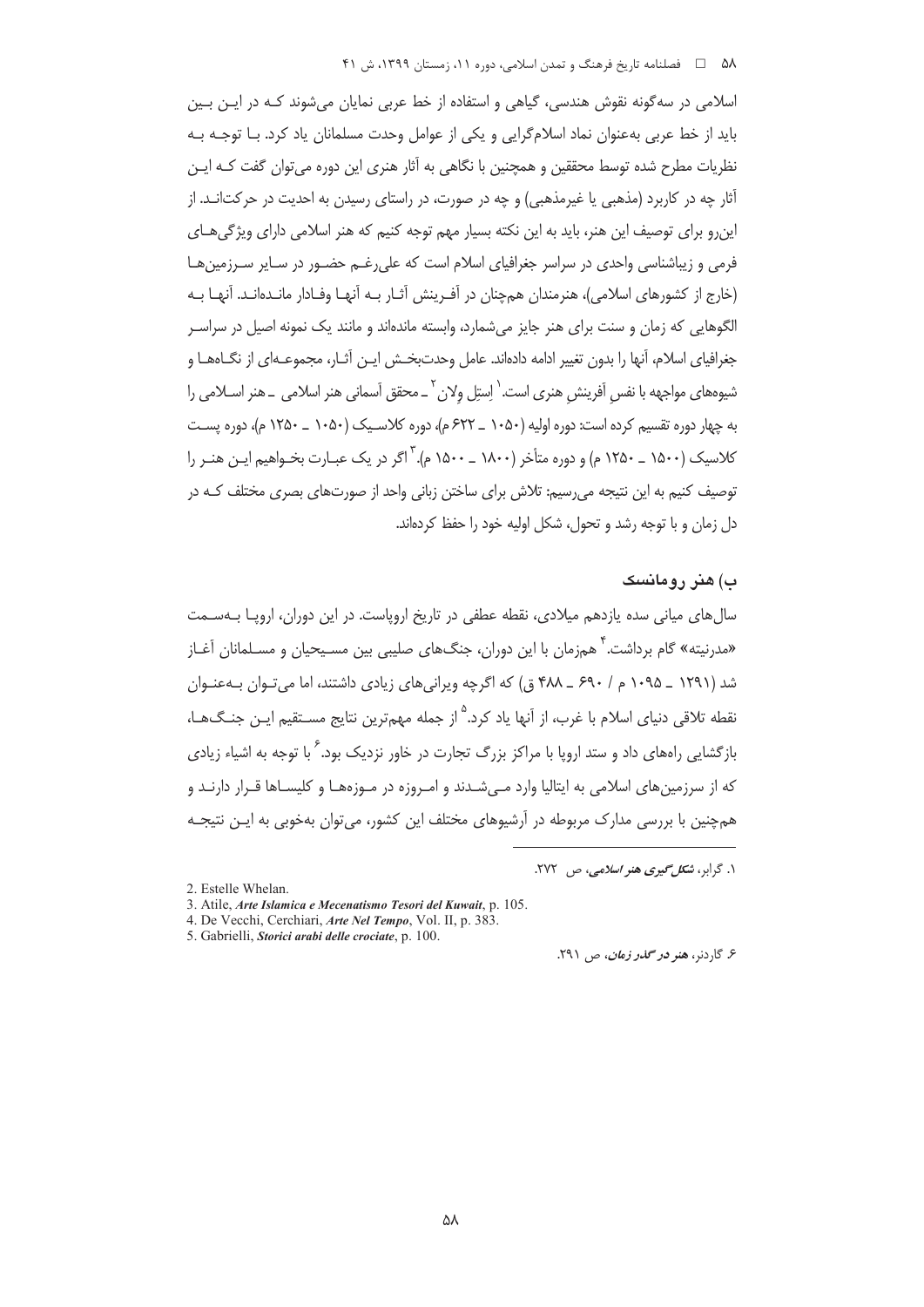اسلامی در سه‌گونه نقوش هندسی، گیاهی و استفاده از خط عربی نمایان می‌شوند کـه در ایـن بـین باید از خط عربی به‌عنوان نماد اسلام‌گرایی و یکی از عوامل وحدت مسلمانان یاد کرد. بـا توجـه بـه نظریات مطرح شده توسط محققین و همچنین با نگاهی به آثار هنری این دوره می‌توان گفت کـه ایـن آثار چه در کاربرد (مذهبی یا غیرمذهبی) و چه در صورت، در راستای رسیدن به احدیت در حرکت‌انـد. از این‌رو برای توصیف این هنر، باید به این نکته بسیار مهم توجه کنیم که هنر اسلامی دارای ویژگی‌هـای فرمی و زیباشناسی واحدی در سراسر جغرافیای اسلام است که علی‌رغـم حضـور در سـایر سـرزمین‌هـا (خارج از کشورهای اسلامی)، هنرمندان هم‌چنان در آفـرینش آثـار بـه آنهـا وفـادار مانـده‌انـد. آنهـا بـه الگوهایی که زمان و سنت برای هنر جایز می‌شمارد، وابسته مانده‌اند و مانند یک نمونه اصیل در سراسـر جغرافیای اسلام، آنها را بدون تغییر ادامه داده‌اند. عامل وحدت‌بخـش ایـن آثـار، مجموعـه‌ای از نگـاه‌هـا و شیوه‌های مواجهه با نفسِ آفرینشِ هنری است.[1] اِستِل وِلان[2] ـ محقق آسمانی هنر اسلامی ـ هنر اسـلامی را به چهار دوره تقسیم کرده است: دوره اولیه (۱۰۵۰ ـ ۶۲۲ م)، دوره کلاسـیک (۱۰۵۰ ـ ۱۲۵۰ م)، دوره پسـت کلاسیک (۱۵۰۰ ـ ۱۲۵۰ م) و دوره متأخر (۱۸۰۰ ـ ۱۵۰۰ م).[3] اگر در یک عبـارت بخـواهیم ایـن هنـر را توصیف کنیم به این نتیجه می‌رسیم: تلاش برای ساختن زبانی واحد از صورت‌های بصری مختلف کـه در دل زمان و با توجه رشد و تحول، شکل اولیه خود را حفظ کرده‌اند.

## ب) هنر رومانسک

سال‌های میانی سده یازدهم میلادی، نقطه عطفی در تاریخ اروپاست. در این دوران، اروپـا بـه‌سـمت «مدرنیته» گام برداشت.[4] هم‌زمان با این دوران، جنگ‌های صلیبی بین مسـیحیان و مسـلمانان آغـاز شد (۱۲۹۱ ـ ۱۰۹۵ م / ۶۹۰ ـ ۴۸۸ ق) که اگرچه ویرانی‌های زیادی داشتند، اما می‌تـوان بـه‌عنـوان نقطه تلاقی دنیای اسلام با غرب، از آنها یاد کرد.[5] از جمله مهم‌ترین نتایج مسـتقیم ایـن جنـگ‌هـا، بازگشایی راه‌های داد و ستد اروپا با مراکز بزرگ تجارت در خاور نزدیک بود.[6] با توجه به اشیاء زیادی که از سرزمین‌های اسلامی به ایتالیا وارد مـی‌شـدند و امـروزه در مـوزه‌هـا و کلیسـاها قـرار دارنـد و هم‌چنین با بررسی مدارک مربوطه در آرشیوهای مختلف این کشور، می‌توان به‌خوبی به ایـن نتیجـه

---

۱. گرابر، *شکل‌گیری هنر اسلامی*، ص ۲۷۲.

2. Estelle Whelan.

3. Atile, *Arte Islamica e Mecenatismo Tesori del Kuwait*, p. 105.

4. De Vecchi, Cerchiari, *Arte Nel Tempo*, Vol. II, p. 383.

5. Gabrielli, *Storici arabi delle crociate*, p. 100.

۶. گاردنر، *هنر در گذر زمان*، ص ۲۹۱.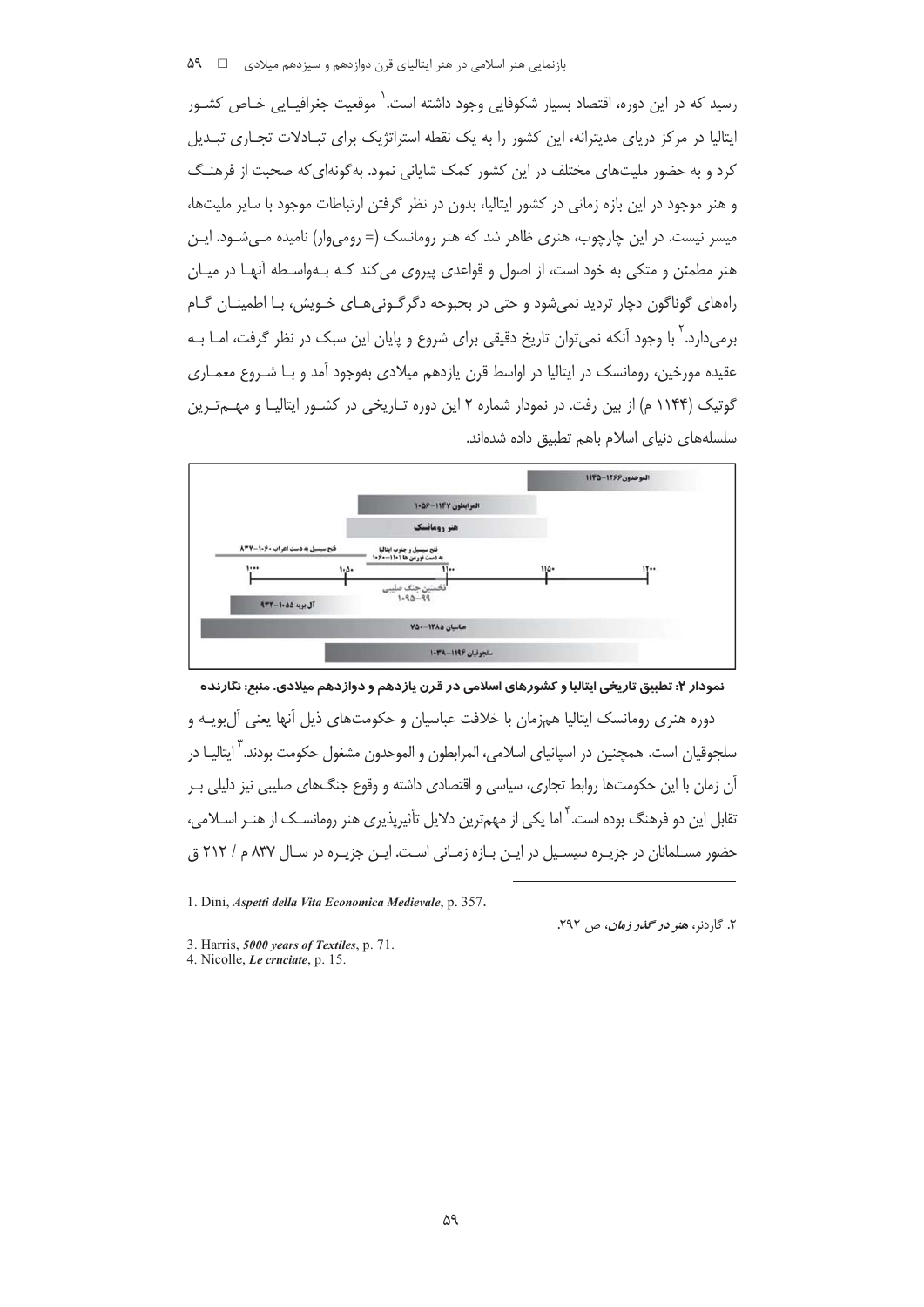رسید که در این دوره، اقتصاد بسیار شکوفایی وجود داشته است.[1] موقعیت جغرافیـایی خـاص کشـور ایتالیا در مرکز دریای مدیترانه، این کشور را به یک نقطه استراتژیک برای تبـادلات تجـاری تبـدیل کرد و به حضور ملیت‌های مختلف در این کشور کمک شایانی نمود. به‌گونه‌ای‌که صحبت از فرهنـگ و هنر موجود در این بازه زمانی در کشور ایتالیا، بدون در نظر گرفتن ارتباطات موجود با سایر ملیت‌ها، میسر نیست. در این چارچوب، هنری ظاهر شد که هنر رومانسک (= رومی‌وار) نامیده مـی‌شـود. ایـن هنر مطمئن و متکی به خود است، از اصول و قواعدی پیروی می‌کند کـه بـه‌واسـطه آنهـا در میـان راههای گوناگون دچار تردید نمی‌شود و حتی در بحبوحه دگرگـونی‌هـای خـویش، بـا اطمینـان گـام برمی‌دارد.[2] با وجود آنکه نمی‌توان تاریخ دقیقی برای شروع و پایان این سبک در نظر گرفت، امـا بـه عقیده مورخین، رومانسک در ایتالیا در اواسط قرن یازدهم میلادی به‌وجود آمد و بـا شـروع معمـاری گوتیک (۱۱۴۴ م) از بین رفت. در نمودار شماره ۲ این دوره تـاریخی در کشـور ایتالیـا و مهـم‌تـرین سلسله‌های دنیای اسلام باهم تطبیق داده شده‌اند.

| الموحدون ۱۱۴۵–۱۲۶۶ |
|---|
| المرابطون ۱۰۵۶–۱۱۴۷ |
| هنر رومانسک |
| فتح سیسیل به دست اعراب ۸۳۷–۱۰۶۰ |
| فتح سیسیل و جنوب ایتالیا به دست نورمن‌ها ۱۰۶۰–۱۱۰۱ |
| ۱۰۰۰ — ۱۰۵۰ — ۱۱۰۰ — ۱۱۵۰ — ۱۲۰۰ |
| نخستین جنگ صلیبی ۱۰۹۵–۹۹ |
| آل بویه ۹۳۴–۱۰۵۵ |
| عباسیان ۷۵۰–۱۲۸۵ |
| سلجوقیان ۱۰۳۸–۱۱۹۴ |

**نمودار ۲: تطبیق تاریخی ایتالیا و کشورهای اسلامی در قرن یازدهم و دوازدهم میلادی. منبع: نگارنده**

دوره هنری رومانسک ایتالیا هم‌زمان با خلافت عباسیان و حکومت‌های ذیل آنها یعنی آل‌بویـه و سلجوقیان است. همچنین در اسپانیای اسلامی، المرابطون و الموحدون مشغول حکومت بودند.[3] ایتالیـا در آن زمان با این حکومت‌ها روابط تجاری، سیاسی و اقتصادی داشته و وقوع جنگ‌های صلیبی نیز دلیلی بـر تقابل این دو فرهنگ بوده است.[4] اما یکی از مهم‌ترین دلایل تأثیرپذیری هنر رومانسـک از هنـر اسـلامی، حضور مسـلمانان در جزیـره سیسـیل در ایـن بـازه زمـانی اسـت. ایـن جزیـره در سـال ۸۳۷ م / ۲۱۲ ق

---

1. Dini, *Aspetti della Vita Economica Medievale*, p. 357.

۲. گاردنر، ***هنر در گذر زمان***، ص ۲۹۲.

3. Harris, ***5000 years of Textiles***, p. 71.

4. Nicolle, *Le cruciate*, p. 15.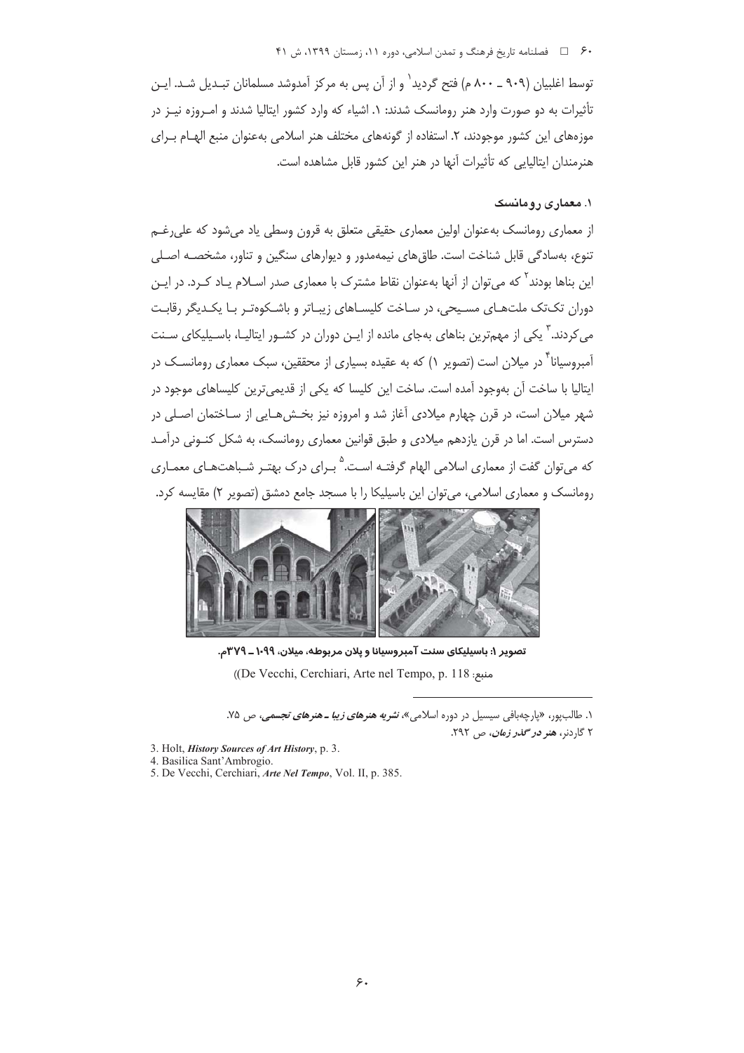توسط اغلبیان (۹۰۹ ـ ۸۰۰ م) فتح گردید[1] و از آن پس به مرکز آمدوشد مسلمانان تبدیل شد. این تأثیرات به دو صورت وارد هنر رومانسک شدند: ۱. اشیاء که وارد کشور ایتالیا شدند و امروزه نیز در موزه‌های این کشور موجودند، ۲. استفاده از گونه‌های مختلف هنر اسلامی به‌عنوان منبع الهام برای هنرمندان ایتالیایی که تأثیرات آنها در هنر این کشور قابل مشاهده است.

### ۱. معماری رومانسک

از معماری رومانسک به‌عنوان اولین معماری حقیقی متعلق به قرون وسطی یاد می‌شود که علی‌رغم تنوع، به‌سادگی قابل شناخت است. طاق‌های نیم‌مدور و دیوارهای سنگین و تناور، مشخصه اصلی این بناها بودند[2] که می‌توان از آنها به‌عنوان نقاط مشترک با معماری صدر اسلام یاد کرد. در این دوران تک‌تک ملت‌های مسیحی، در ساخت کلیساهای زیباتر و باشکوه‌تر با یکدیگر رقابت می‌کردند.[3] یکی از مهم‌ترین بناهای به‌جای مانده از این دوران در کشور ایتالیا، باسیلیکای سنت آمبروسیانا[4] در میلان است (تصویر ۱) که به عقیده بسیاری از محققین، سبک معماری رومانسک در ایتالیا با ساخت آن به‌وجود آمده است. ساخت این کلیسا که یکی از قدیمی‌ترین کلیساهای موجود در شهر میلان است، در قرن چهارم میلادی آغاز شد و امروزه نیز بخش‌هایی از ساختمان اصلی در دسترس است. اما در قرن یازدهم میلادی و طبق قوانین معماری رومانسک، به شکل کنونی درآمد که می‌توان گفت از معماری اسلامی الهام گرفته است.[5] برای درک بهتر شباهت‌های معماری رومانسک و معماری اسلامی، می‌توان این باسیلیکا را با مسجد جامع دمشق (تصویر ۲) مقایسه کرد.

**تصویر ۱: باسیلیکای سنت آمبروسیانا و پلان مربوطه، میلان، ۱۰۹۹ ـ ۳۷۹م.**

(منبع: De Vecchi, Cerchiari, Arte nel Tempo, p. 118)

---

۱. طالب‌پور، «پارچه‌بافی سیسیل در دوره اسلامی»، *نشریه هنرهای زیبا ـ هنرهای تجسمی*، ص ۷۵.

۲ گاردنر، *هنر در گذر زمان*، ص ۲۹۲.

3. Holt, *History Sources of Art History*, p. 3.

4. Basilica Sant'Ambrogio.

5. De Vecchi, Cerchiari, *Arte Nel Tempo*, Vol. II, p. 385.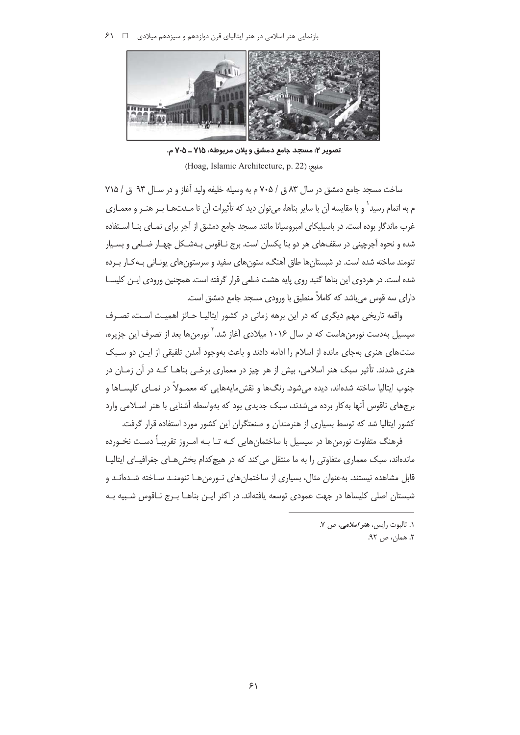تصویر ۲: مسجد جامع دمشق و پلان مربوطه، ۷۱۵ ــ ۷۰۵ م.

منبع: (Hoag, Islamic Architecture, p. 22)

ساخت مسجد جامع دمشق در سال ۸۳ ق / ۷۰۵ م به وسیله خلیفه ولید آغاز و در سال ۹۳ ق / ۷۱۵ م به اتمام رسید[1] و با مقایسه آن با سایر بناها، می‌توان دید که تأثیرات آن تا مدت‌ها بر هنر و معماری غرب ماندگار بوده است. در باسیلیکای امبروسیانا مانند مسجد جامع دمشق از آجر برای نمای بنا استفاده شده و نحوه آجرچینی در سقف‌های هر دو بنا یکسان است. برج ناقوس به‌شکل چهار ضلعی و بسیار تنومند ساخته شده است. در شبستان‌ها طاق آهنگ، ستون‌های سفید و سرستون‌های یونانی به‌کار برده شده است. در هردوی این بناها گنبد روی پایه هشت ضلعی قرار گرفته است. همچنین ورودی این کلیسا دارای سه قوس می‌باشد که کاملاً منطبق با ورودی مسجد جامع دمشق است.

واقعه تاریخی مهم دیگری که در این برهه زمانی در کشور ایتالیا حائز اهمیت است، تصرف سیسیل به‌دست نورمن‌هاست که در سال ۱۰۱۶ میلادی آغاز شد.[2] نورمن‌ها بعد از تصرف این جزیره، سنت‌های هنری به‌جای مانده از اسلام را ادامه دادند و باعث به‌وجود آمدن تلفیقی از این دو سبک هنری شدند. تأثیر سبک هنر اسلامی، بیش از هر چیز در معماری برخی بناها که در آن زمان در جنوب ایتالیا ساخته شده‌اند، دیده می‌شود. رنگ‌ها و نقش‌مایه‌هایی که معمولاً در نمای کلیساها و برج‌های ناقوس آنها به‌کار برده می‌شدند، سبک جدیدی بود که به‌واسطه آشنایی با هنر اسلامی وارد کشور ایتالیا شد که توسط بسیاری از هنرمندان و صنعتگران این کشور مورد استفاده قرار گرفت.

فرهنگ متفاوت نورمن‌ها در سیسیل با ساختمان‌هایی که تا به امروز تقریباً دست نخورده مانده‌اند، سبک معماری متفاوتی را به ما منتقل می‌کند که در هیچ‌کدام بخش‌های جغرافیای ایتالیا قابل مشاهده نیستند. به‌عنوان مثال، بسیاری از ساختمان‌های نورمن‌ها تنومند ساخته شده‌اند و شبستان اصلی کلیساها در جهت عمودی توسعه یافته‌اند. در اکثر این بناها برج ناقوس شبیه به

---

۱. تالبوت رایس، *هنر اسلامی*، ص ۷.

۲. همان، ص ۹۲.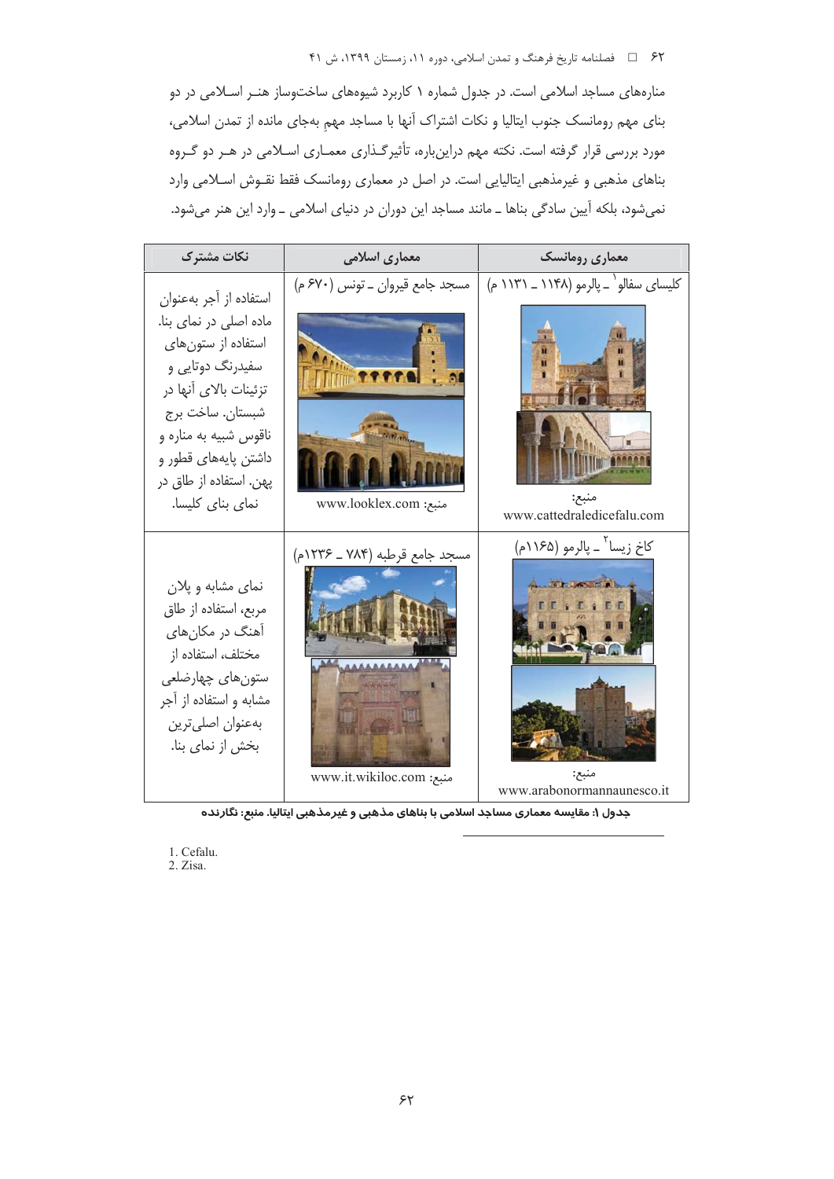منارەهای مساجد اسلامی است. در جدول شماره ۱ کاربرد شیوەهای ساختوساز هنـر اسـلامی در دو بنای مهم رومانسک جنوب ایتالیا و نکات اشتراک آنها با مساجد مهمِ بهجای مانده از تمدن اسلامی، مورد بررسی قرار گرفته است. نکته مهم دراینباره، تأثیرگـذاری معمـاری اسـلامی در هـر دو گـروه بناهای مذهبی و غیرمذهبی ایتالیایی است. در اصل در معماری رومانسک فقط نقـوش اسـلامی وارد نمیشود، بلکه آیین سادگی بناها ـ مانند مساجد این دوران در دنیای اسلامی ـ وارد این هنر میشود.

| معماری رومانسک | معماری اسلامی | نکات مشترک |
| --- | --- | --- |
| کلیسای سفالو[1] ـ پالرمو (۱۱۴۸ ـ ۱۱۳۱ م) منبع: www.cattedraledicefalu.com | مسجد جامع قیروان ـ تونس (۶۷۰ م) منبع: www.looklex.com | استفاده از آجر بهعنوان ماده اصلی در نمای بنا. استفاده از ستونهای سفیدرنگ دوتایی و تزئینات بالای آنها در شبستان. ساخت برج ناقوس شبیه به مناره و داشتن پایەهای قطور و پهن. استفاده از طاق در نمای بنای کلیسا. |
| کاخ زیسا[2] ـ پالرمو (۱۱۶۵م) منبع: www.arabonormannaunesco.it | مسجد جامع قرطبه (۷۸۴ ـ ۱۲۳۶م) منبع: www.it.wikiloc.com | نمای مشابه و پلان مربع، استفاده از طاق آهنگ در مکانهای مختلف، استفاده از ستونهای چهارضلعی مشابه و استفاده از آجر بهعنوان اصلیترین بخش از نمای بنا. |

**جدول ۱: مقایسه معماری مساجد اسلامی با بناهای مذهبی و غیرمذهبی ایتالیا. منبع: نگارنده**

1. Cefalu.
2. Zisa.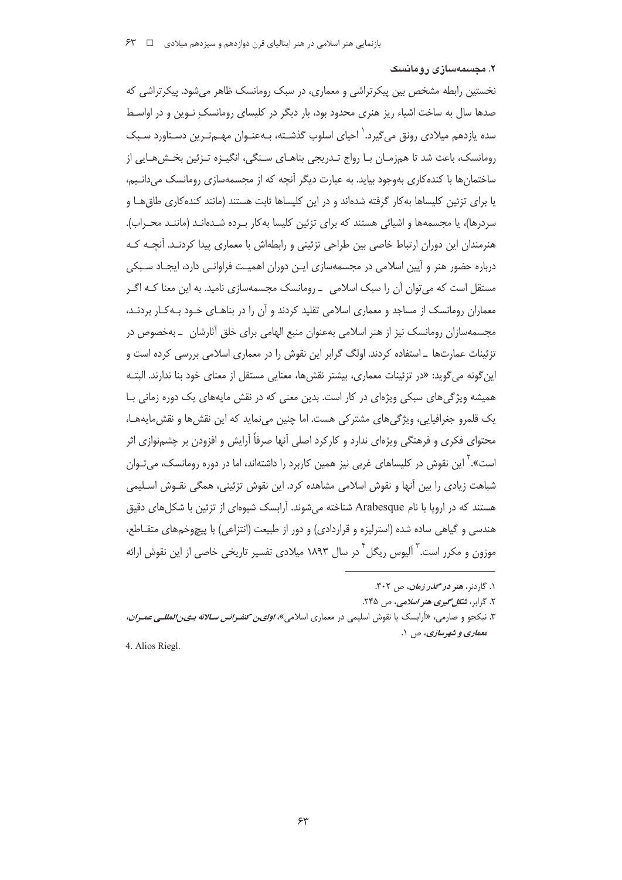### ۲. مجسمه‌سازی رومانسک

نخستین رابطه مشخص بین پیکرتراشی و معماری، در سبک رومانسک ظاهر می‌شود. پیکرتراشی که صدها سال به ساخت اشیاء ریز هنری محدود بود، بار دیگر در کلیسای رومانسکِ نوین و در اواسط سده یازدهم میلادی رونق می‌گیرد.[۱] احیای اسلوب گذشته، به‌عنوان مهم‌ترین دستاورد سبک رومانسک، باعث شد تا هم‌زمان با رواج تدریجی بناهای سنگی، انگیزه تزئین بخش‌هایی از ساختمان‌ها با کنده‌کاری به‌وجود بیاید. به عبارت دیگر آنچه که از مجسمه‌سازی رومانسک می‌دانیم، یا برای تزئین کلیساها به‌کار گرفته شده‌اند و در این کلیساها ثابت هستند (مانند کنده‌کاری طاق‌ها و سردرها)، یا مجسمه‌ها و اشیائی هستند که برای تزئین کلیسا به‌کار برده شده‌اند (مانند محراب). هنرمندان این دوران ارتباط خاصی بین طراحی تزئینی و رابطه‌اش با معماری پیدا کردند. آنچه که درباره حضور هنر و آیین اسلامی در مجسمه‌سازی این دوران اهمیت فراوانی دارد، ایجاد سبکی مستقل است که می‌توان آن را سبک اسلامی ـ رومانسک مجسمه‌سازی نامید. به این معنا که اگر معماران رومانسک از مساجد و معماری اسلامی تقلید کردند و آن را در بناهای خود به‌کار بردند، مجسمه‌سازان رومانسک نیز از هنر اسلامی به‌عنوان منبع الهامی برای خلق آثارشان ـ به‌خصوص در تزئینات عمارت‌ها ـ استفاده کردند. اولگ گرابر این نقوش را در معماری اسلامی بررسی کرده است و این‌گونه می‌گوید: «در تزئینات معماری، بیشتر نقش‌ها، معنایی مستقل از معنای خود بنا ندارند. البته همیشه ویژگی‌های سبکی ویژه‌ای در کار است. بدین معنی که در نقش مایه‌های یک دوره زمانی با یک قلمرو جغرافیایی، ویژگی‌های مشترکی هست. اما چنین می‌نماید که این نقش‌ها و نقش‌مایه‌ها، محتوای فکری و فرهنگی ویژه‌ای ندارد و کارکرد اصلی آنها صرفاً آرایش و افزودن بر چشم‌نوازی اثر است».[۲] این نقوش در کلیساهای غربی نیز همین کاربرد را داشته‌اند، اما در دوره رومانسک، می‌توان شباهت زیادی را بین آنها و نقوش اسلامی مشاهده کرد. این نقوش تزئینی، همگی نقوش اسلیمی هستند که در اروپا با نام Arabesque شناخته می‌شوند. آرابسک شیوه‌ای از تزئین با شکل‌های دقیق هندسی و گیاهی ساده شده (استرلیزه و قراردادی) و دور از طبیعت (انتزاعی) با پیچ‌وخم‌های متقاطع، موزون و مکرر است.[۳] آلیوس ریگل[۴] در سال ۱۸۹۳ میلادی تفسیر تاریخی خاصی از این نقوش ارائه

---

۱. گاردنر، *هنر در گذر زمان*، ص ۳۰۲.

۲. گرابر، *شکل‌گیری هنر اسلامی*، ص ۲۴۵.

۳. نیکجو و صارمی، «آرابسک یا نقوش اسلیمی در معماری اسلامی»، *اولین کنفرانس سالانه بین‌المللی عمران، معماری و شهرسازی*، ص ۱.

4. Alios Riegl.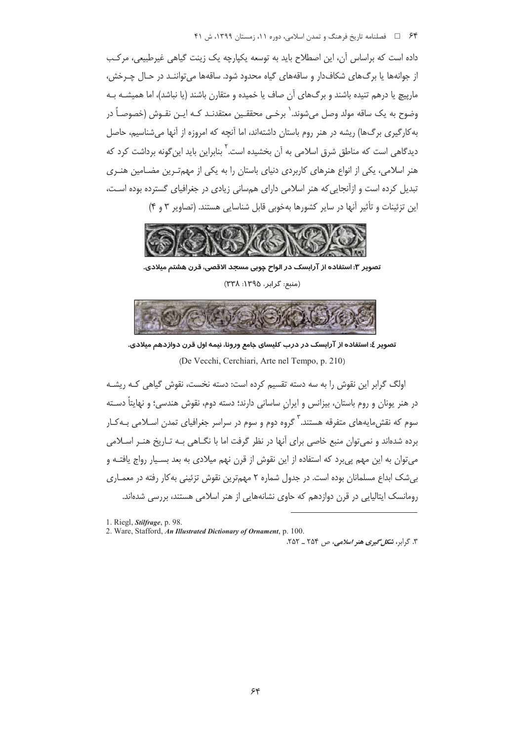داده است که براساس آن، این اصطلاح باید به توسعه یکپارچه یک زینت گیاهی غیرطبیعی، مرکب از جوانه‌ها یا برگ‌های شکاف‌دار و ساقه‌های گیاه محدود شود. ساقه‌ها می‌توانند در حال چرخش، مارپیچ یا درهم تنیده باشند و برگ‌های آن صاف یا خمیده و متقارن باشند (یا نباشد)، اما همیشه به وضوح به یک ساقه مولد وصل می‌شوند.[1] برخی محققین معتقدند که این نقوش (خصوصاً در به‌کارگیری برگ‌ها) ریشه در هنر روم باستان داشته‌اند، اما آنچه که امروزه از آنها می‌شناسیم، حاصل دیدگاهی است که مناطق شرق اسلامی به آن بخشیده است.[2] بنابراین باید این‌گونه برداشت کرد که هنر اسلامی، یکی از انواع هنرهای کاربردی دنیای باستان را به یکی از مهم‌ترین مضامین هنری تبدیل کرده است و ازآنجایی‌که هنر اسلامی دارای هم‌سانی زیادی در جغرافیای گسترده بوده است، این تزئینات و تأثیر آنها در سایر کشورها به‌خوبی قابل شناسایی هستند. (تصاویر ۳ و ۴)

**تصویر ۳: استفاده از آرابسک در الواح چوبی مسجد الاقصی، قرن هشتم میلادی.**

(منبع: گرابر، ۱۳۹۵: ۳۳۸)

**تصویر ٤: استفاده از آرابسک در درب کلیسای جامع ورونا، نیمه اول قرن دوازدهم میلادی.**

(De Vecchi, Cerchiari, Arte nel Tempo, p. 210)

اولگ گرابر این نقوش را به سه دسته تقسیم کرده است: دسته نخست، نقوش گیاهی که ریشه در هنر یونان و روم باستان، بیزانس و ایرانِ ساسانی دارند؛ دسته دوم، نقوش هندسی؛ و نهایتاً دسته سوم که نقش‌مایه‌های متفرقه هستند.[3] گروه دوم و سوم در سراسر جغرافیای تمدن اسلامی به‌کار برده شده‌اند و نمی‌توان منبع خاصی برای آنها در نظر گرفت اما با نگاهی به تاریخ هنر اسلامی می‌توان به این مهم پی‌برد که استفاده از این نقوش از قرن نهم میلادی به بعد بسیار رواج یافته و بی‌شک ابداع مسلمانان بوده است. در جدول شماره ۲ مهم‌ترین نقوش تزئینی به‌کار رفته در معماری رومانسک ایتالیایی در قرن دوازدهم که حاوی نشانه‌هایی از هنر اسلامی هستند، بررسی شده‌اند.

---

1. Riegl, *Stilfrage*, p. 98.
2. Ware, Stafford, *An Illustrated Dictionary of Ornament*, p. 100.
3. گرابر، ***شکل‌گیری هنر اسلامی***، ص ۲۵۴ ـ ۲۵۲.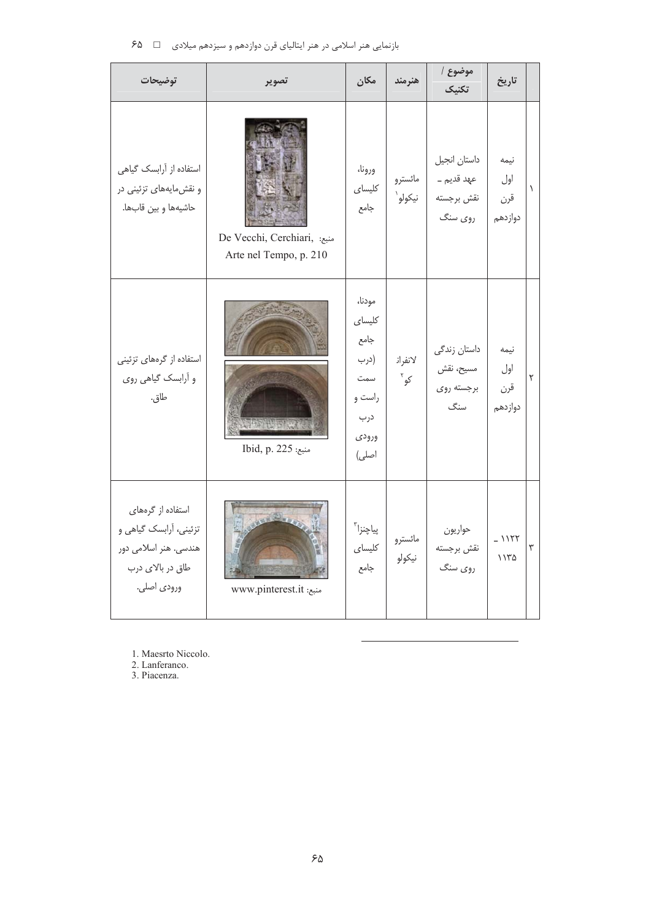| | تاریخ | موضوع / تکنیک | هنرمند | مکان | تصویر | توضیحات |
|---|---|---|---|---|---|---|
| ۱ | نیمه اول قرن دوازدهم | داستان انجیل عهد قدیم ـ نقش برجسته روی سنگ | مائسترو نیکولو[1] | ورونا، کلیسای جامع | منبع: De Vecchi, Cerchiari, Arte nel Tempo, p. 210 | استفاده از آرابسک گیاهی و نقش‌مایه‌های تزئینی در حاشیه‌ها و بین قاب‌ها. |
| ۲ | نیمه اول قرن دوازدهم | داستان زندگی مسیح، نقش برجسته روی سنگ | لانفرانکو[2] | مودنا، کلیسای جامع (درب سمت راست و درب ورودی اصلی) | منبع: Ibid, p. 225 | استفاده از گره‌های تزئینی و آرابسک گیاهی روی طاق. |
| ۳ | ۱۱۲۲ ـ ۱۱۳۵ | حواریون نقش برجسته روی سنگ | مائسترو نیکولو | پیاچنزا[3] کلیسای جامع | منبع: www.pinterest.it | استفاده از گره‌های تزئینی، آرابسک گیاهی و هندسی. هنر اسلامی دور طاق در بالای درب ورودی اصلی. |

1. Maesrto Niccolo.
2. Lanferanco.
3. Piacenza.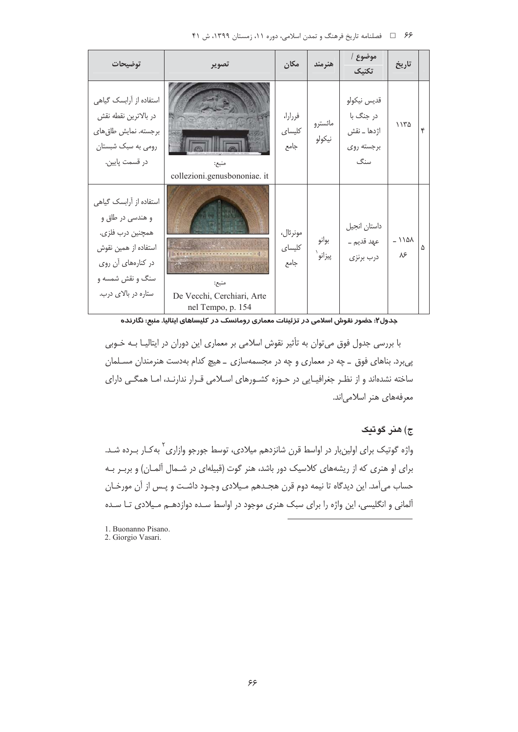| | تاریخ | موضوع / تکنیک | هنرمند | مکان | تصویر | توضیحات |
|---|---|---|---|---|---|---|
| ۴ | ۱۱۳۵ | قدیس نیکولو در جنگ با اژدها ـ نقش برجسته روی سنگ | مائسترو نیکولو | فرارا، کلیسای جامع | منبع: collezioni.genusbononiae. it | استفاده از آرابسک گیاهی در بالاترین نقطه نقش برجسته. نمایش طاق‌های رومی به سبک شبستان در قسمت پایین. |
| ۵ | ۱۱۵۸ ـ ۸۶ | داستان انجیل عهد قدیم ـ درب برنزی | بوانو پیزانو[1] | مونرئال، کلیسای جامع | منبع: De Vecchi, Cerchiari, Arte nel Tempo, p. 154 | استفاده از آرابسک گیاهی و هندسی در طاق و همچنین درب فلزی. استفاده از همین نقوش در کناره‌های آن روی سنگ و نقش شمسه و ستاره در بالای درب. |

**جدول۲: حضور نقوش اسلامی در تزئینات معماری رومانسک در کلیساهای ایتالیا. منبع: نگارنده**

با بررسی جدول فوق می‌توان به تأثیر نقوش اسلامی بر معماری این دوران در ایتالیا به خوبی پی‌برد. بناهای فوق ـ چه در معماری و چه در مجسمه‌سازی ـ هیچ کدام به‌دست هنرمندان مسلمان ساخته نشده‌اند و از نظر جغرافیایی در حوزه کشورهای اسلامی قرار ندارند، اما همگی دارای معرفه‌های هنر اسلامی‌اند.

## ج) هنر گوتیک

واژه گوتیک برای اولین‌بار در اواسط قرن شانزدهم میلادی، توسط جورجو وازاری[2] به‌کار برده شد. برای او هنری که از ریشه‌های کلاسیک دور باشد، هنر گوت (قبیله‌ای در شمال آلمان) و بربر به حساب می‌آمد. این دیدگاه تا نیمه دوم قرن هجدهم میلادی وجود داشت و پس از آن مورخان آلمانی و انگلیسی، این واژه را برای سبک هنری موجود در اواسط سده دوازدهم میلادی تا سده

---

1. Buonanno Pisano.
2. Giorgio Vasari.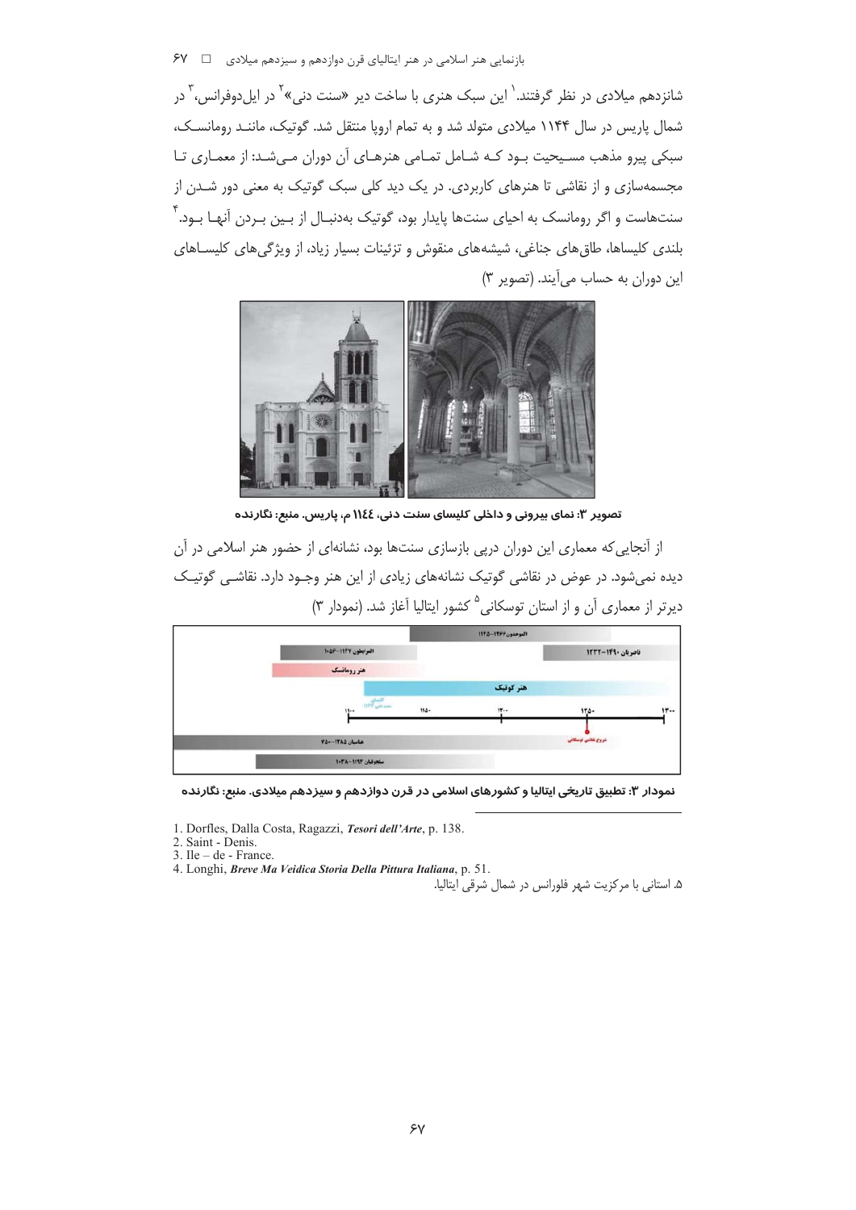شانزدهم میلادی در نظر گرفتند.[1] این سبک هنری با ساخت دیر «سنت دنی»[2] در ایل‌دوفرانس،[3] در شمال پاریس در سال ۱۱۴۴ میلادی متولد شد و به تمام اروپا منتقل شد. گوتیک، مانند رومانسک، سبکی پیرو مذهب مسیحیت بود که شامل تمامی هنرهای آن دوران می‌شد: از معماری تا مجسمه‌سازی و از نقاشی تا هنرهای کاربردی. در یک دید کلی سبک گوتیک به معنی دور شدن از سنت‌هاست و اگر رومانسک به احیای سنت‌ها پایدار بود، گوتیک به‌دنبال از بین بردن آنها بود.[4] بلندی کلیساها، طاق‌های جناغی، شیشه‌های منقوش و تزئینات بسیار زیاد، از ویژگی‌های کلیساهای این دوران به حساب می‌آیند. (تصویر ۳)

**تصویر ۳: نمای بیرونی و داخلی کلیسای سنت دنی، ۱۱۴۴ م، پاریس. منبع: نگارنده**

از آنجایی‌که معماری این دوران درپی بازسازی سنت‌ها بود، نشانه‌ای از حضور هنر اسلامی در آن دیده نمی‌شود. در عوض در نقاشی گوتیک نشانه‌های زیادی از این هنر وجود دارد. نقاشی گوتیک دیرتر از معماری آن و از استان توسکانی[5] کشور ایتالیا آغاز شد. (نمودار ۳)

**نمودار ۳: تطبیق تاریخی ایتالیا و کشورهای اسلامی در قرن دوازدهم و سیزدهم میلادی. منبع: نگارنده**

1. Dorfles, Dalla Costa, Ragazzi, *Tesori dell'Arte*, p. 138.
2. Saint - Denis.
3. Ile – de - France.
4. Longhi, *Breve Ma Veidica Storia Della Pittura Italiana*, p. 51.
5. استانی با مرکزیت شهر فلورانس در شمال شرقی ایتالیا.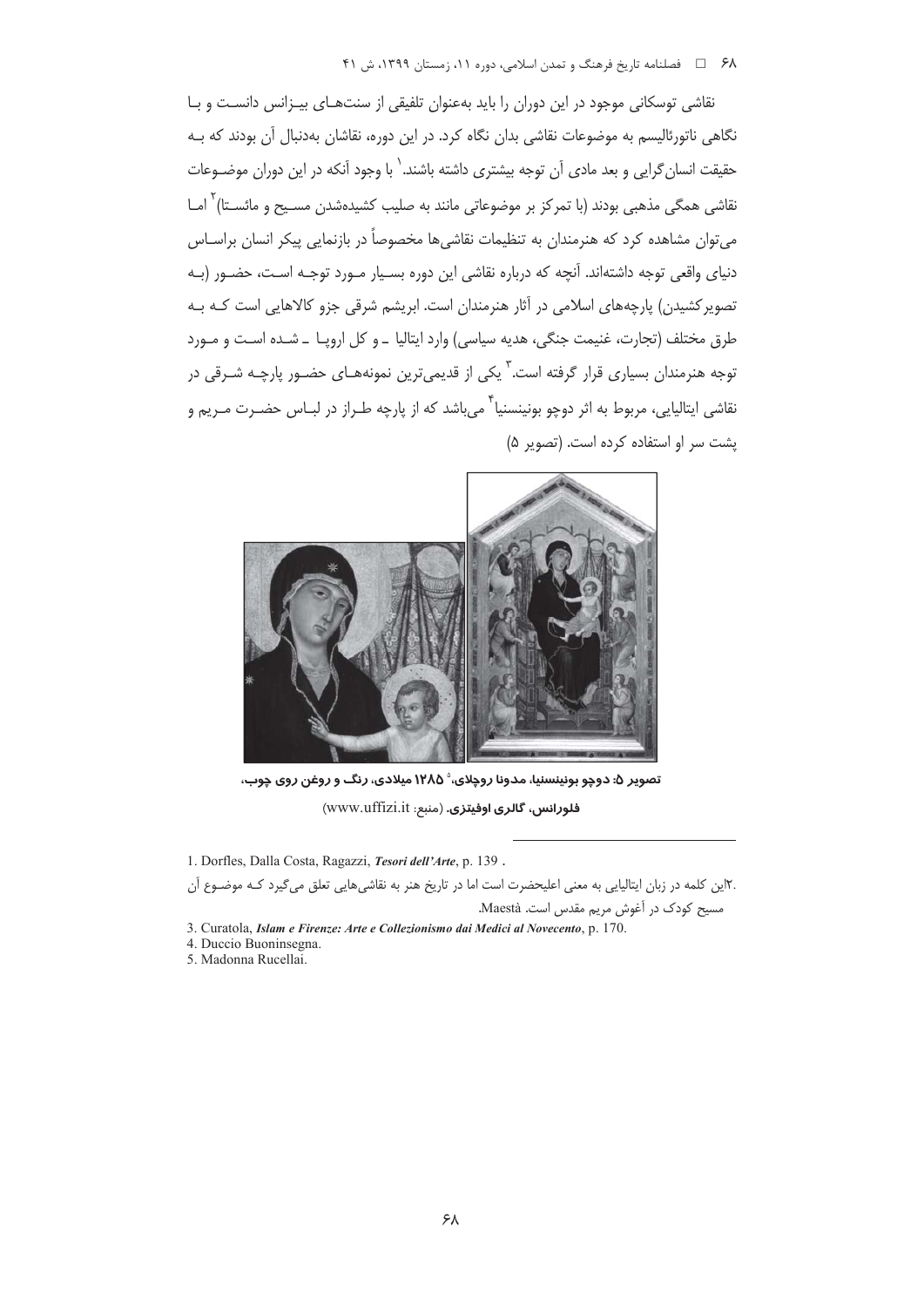نقاشی توسکانی موجود در این دوران را باید به‌عنوان تلفیقی از سنت‌های بیزانس دانست و با نگاهی ناتورئالیسم به موضوعات نقاشی بدان نگاه کرد. در این دوره، نقاشان به‌دنبال آن بودند که به حقیقت انسان‌گرایی و بعد مادی آن توجه بیشتری داشته باشند.[1] با وجود آنکه در این دوران موضوعات نقاشی همگی مذهبی بودند (با تمرکز بر موضوعاتی مانند به صلیب کشیده‌شدن مسیح و مائستا)[2] اما می‌توان مشاهده کرد که هنرمندان به تنظیمات نقاشی‌ها مخصوصاً در بازنمایی پیکر انسان براساس دنیای واقعی توجه داشته‌اند. آنچه که درباره نقاشی این دوره بسیار مورد توجه است، حضور (به تصویرکشیدن) پارچه‌های اسلامی در آثار هنرمندان است. ابریشم شرقی جزو کالاهایی است که به طرق مختلف (تجارت، غنیمت جنگی، هدیه سیاسی) وارد ایتالیا ـ و کل اروپا ـ شده است و مورد توجه هنرمندان بسیاری قرار گرفته است.[3] یکی از قدیمی‌ترین نمونه‌های حضور پارچه شرقی در نقاشی ایتالیایی، مربوط به اثر دوچو بونینسنیا[4] می‌باشد که از پارچه طراز در لباس حضرت مریم و پشت سر او استفاده کرده است. (تصویر ۵)

**تصویر ۵: دوچو بونینسنیا، مدونا روچلای،[5] ۱۲۸۵ میلادی، رنگ و روغن روی چوب، فلورانس، گالری اوفیتزی.** (منبع: www.uffizi.it)

---

1. Dorfles, Dalla Costa, Ragazzi, *Tesori dell'Arte*, p. 139 .

2. این کلمه در زبان ایتالیایی به معنی اعلیحضرت است اما در تاریخ هنر به نقاشی‌هایی تعلق می‌گیرد که موضوع آن مسیح کودک در آغوش مریم مقدس است. Maestà.

3. Curatola, *Islam e Firenze: Arte e Collezionismo dai Medici al Novecento*, p. 170.

4. Duccio Buoninsegna.

5. Madonna Rucellai.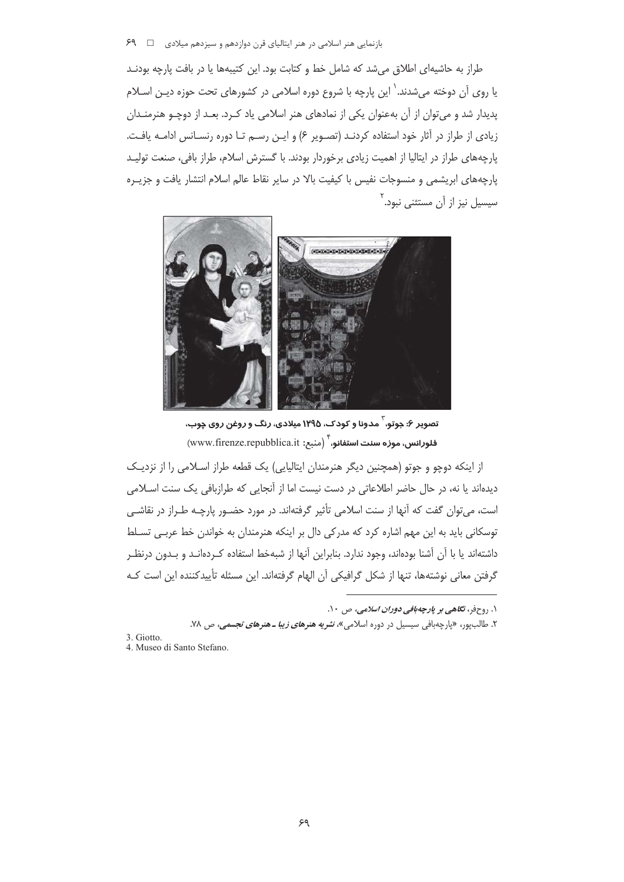طراز به حاشیه‌ای اطلاق می‌شد که شامل خط و کتابت بود. این کتیبه‌ها یا در بافت پارچه بودند یا روی آن دوخته می‌شدند.[1] این پارچه با شروع دوره اسلامی در کشورهای تحت حوزه دین اسلام پدیدار شد و می‌توان از آن به‌عنوان یکی از نمادهای هنر اسلامی یاد کرد. بعد از دوچو هنرمندان زیادی از طراز در آثار خود استفاده کردند (تصویر ۶) و این رسم تا دوره رنسانس ادامه یافت. پارچه‌های طراز در ایتالیا از اهمیت زیادی برخوردار بودند. با گسترش اسلام، طراز بافی، صنعت تولید پارچه‌های ابریشمی و منسوجات نفیس با کیفیت بالا در سایر نقاط عالم اسلام انتشار یافت و جزیره سیسیل نیز از آن مستثنی نبود.[2]

**تصویر ۶: جوتو،[3] مدونا و کودک، ۱۲۹۵ میلادی، رنگ و روغن روی چوب، فلورانس، موزه سنت استفانو،[4]** (منبع: www.firenze.repubblica.it)

از اینکه دوچو و جوتو (همچنین دیگر هنرمندان ایتالیایی) یک قطعه طراز اسلامی را از نزدیک دیده‌اند یا نه، در حال حاضر اطلاعاتی در دست نیست اما از آنجایی که طرازبافی یک سنت اسلامی است، می‌توان گفت که آنها از سنت اسلامی تأثیر گرفته‌اند. در مورد حضور پارچه طراز در نقاشی توسکانی باید به این مهم اشاره کرد که مدرکی دال بر اینکه هنرمندان به خواندن خط عربی تسلط داشته‌اند یا با آن آشنا بوده‌اند، وجود ندارد. بنابراین آنها از شبه‌خط استفاده کرده‌اند و بدون درنظر گرفتن معانی نوشته‌ها، تنها از شکل گرافیکی آن الهام گرفته‌اند. این مسئله تأییدکننده این است که

---

۱. روح‌فر، *نگاهی بر پارچه‌بافی دوران اسلامی*، ص ۱۰.

۲. طالب‌پور، «پارچه‌بافی سیسیل در دوره اسلامی»، *نشریه هنرهای زیبا ـ هنرهای تجسمی*، ص ۷۸.

3. Giotto.

4. Museo di Santo Stefano.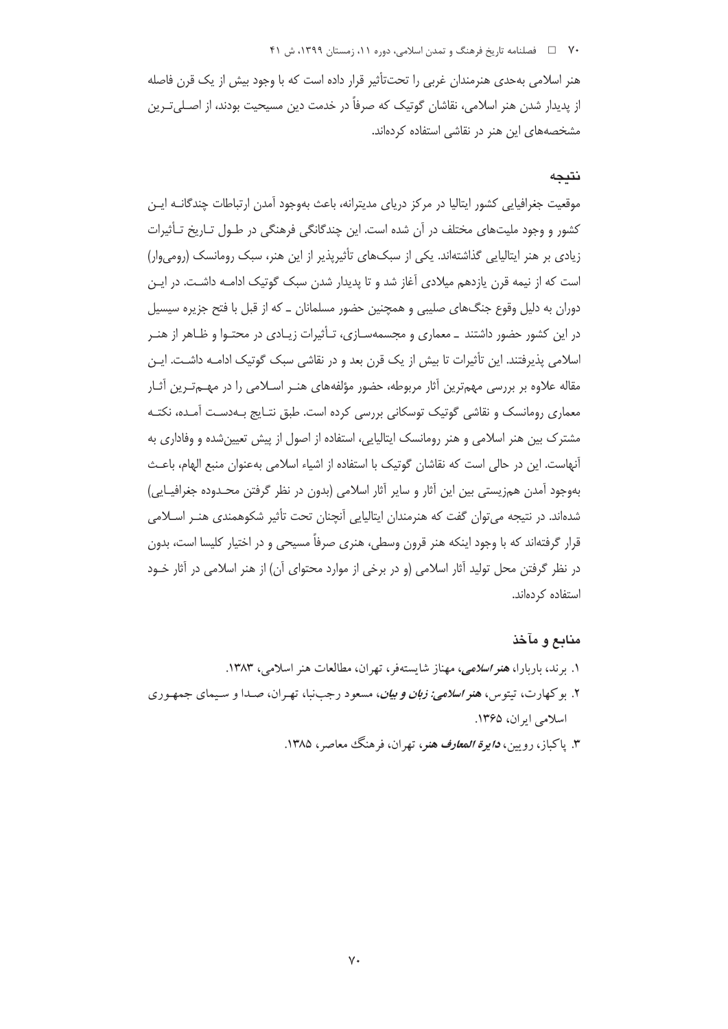هنر اسلامی به‌حدی هنرمندان غربی را تحت‌تأثیر قرار داده است که با وجود بیش از یک قرن فاصله از پدیدار شدن هنر اسلامی، نقاشان گوتیک که صرفاً در خدمت دین مسیحیت بودند، از اصلی‌ترین مشخصه‌های این هنر در نقاشی استفاده کرده‌اند.

## نتیجه

موقعیت جغرافیایی کشور ایتالیا در مرکز دریای مدیترانه، باعث به‌وجود آمدن ارتباطات چندگانه این کشور و وجود ملیت‌های مختلف در آن شده است. این چندگانگی فرهنگی در طول تاریخ تأثیرات زیادی بر هنر ایتالیایی گذاشته‌اند. یکی از سبک‌های تأثیرپذیر از این هنر، سبک رومانسک (رومی‌وار) است که از نیمه قرن یازدهم میلادی آغاز شد و تا پدیدار شدن سبک گوتیک ادامه داشت. در این دوران به دلیل وقوع جنگ‌های صلیبی و همچنین حضور مسلمانان ـ که از قبل با فتح جزیره سیسیل در این کشور حضور داشتند ـ معماری و مجسمه‌سازی، تأثیرات زیادی در محتوا و ظاهر از هنر اسلامی پذیرفتند. این تأثیرات تا بیش از یک قرن بعد و در نقاشی سبک گوتیک ادامه داشت. این مقاله علاوه بر بررسی مهم‌ترین آثار مربوطه، حضور مؤلفه‌های هنر اسلامی را در مهم‌ترین آثار معماری رومانسک و نقاشی گوتیک توسکانی بررسی کرده است. طبق نتایج به‌دست آمده، نکته مشترک بین هنر اسلامی و هنر رومانسک ایتالیایی، استفاده از اصول از پیش تعیین‌شده و وفاداری به آنهاست. این در حالی است که نقاشان گوتیک با استفاده از اشیاء اسلامی به‌عنوان منبع الهام، باعث به‌وجود آمدن هم‌زیستی بین این آثار و سایر آثار اسلامی (بدون در نظر گرفتن محدوده جغرافیایی) شده‌اند. در نتیجه می‌توان گفت که هنرمندان ایتالیایی آنچنان تحت تأثیر شکوهمندی هنر اسلامی قرار گرفته‌اند که با وجود اینکه هنر قرون وسطی، هنری صرفاً مسیحی و در اختیار کلیسا است، بدون در نظر گرفتن محل تولید آثار اسلامی (و در برخی از موارد محتوای آن) از هنر اسلامی در آثار خود استفاده کرده‌اند.

## منابع و مآخذ

۱. برند، باربارا، *هنر اسلامی*، مهناز شایسته‌فر، تهران، مطالعات هنر اسلامی، ۱۳۸۳.

۲. بوکهارت، تیتوس، *هنر اسلامی: زبان و بیان*، مسعود رجب‌نیا، تهران، صدا و سیمای جمهوری اسلامی ایران، ۱۳۶۵.

۳. پاکباز، رویین، *دایرة المعارف هنر*، تهران، فرهنگ معاصر، ۱۳۸۵.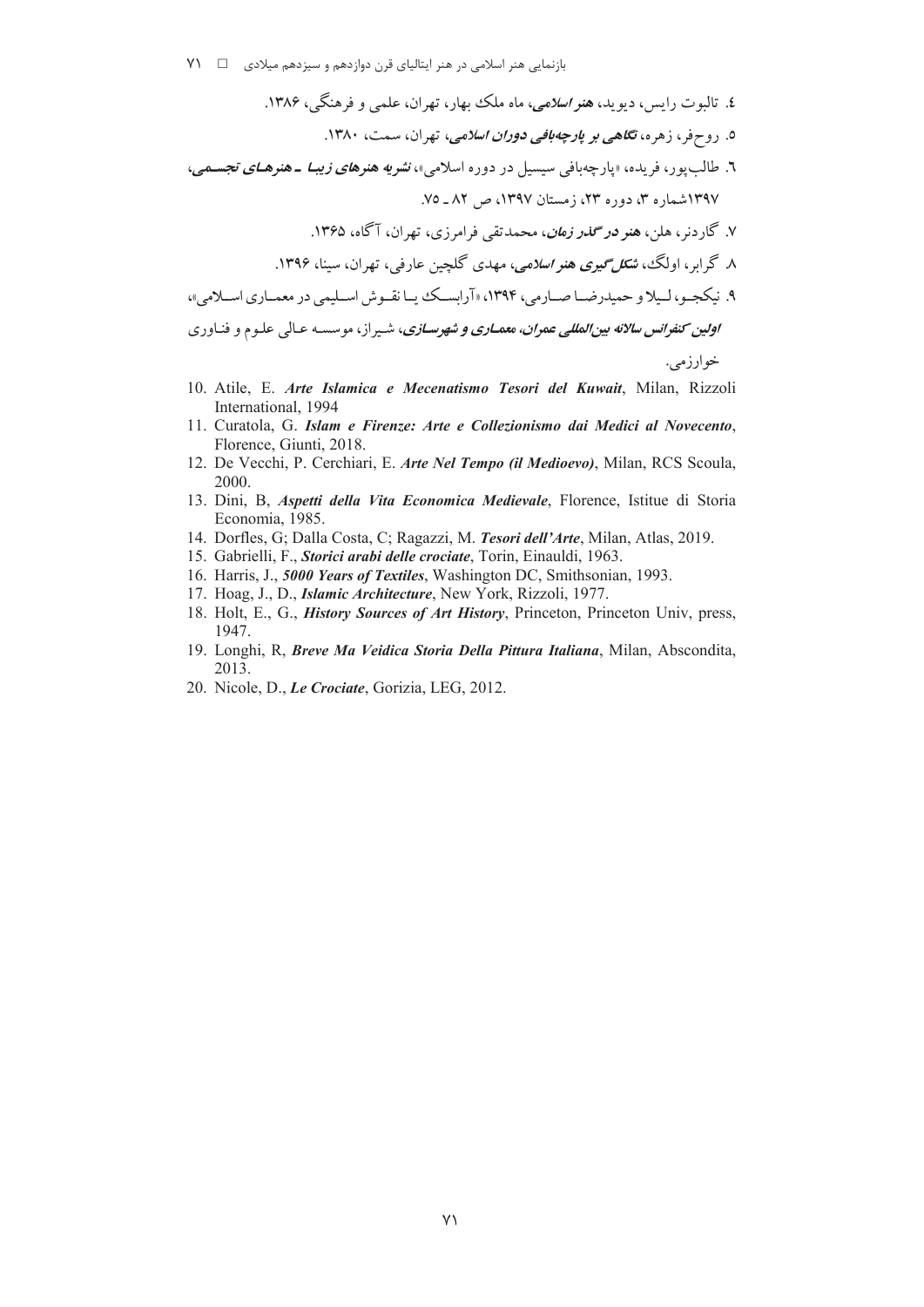٤. تالبوت رایس، دیوید، *هنر اسلامی*، ماه ملك بهار، تهران، علمی و فرهنگی، ۱۳۸۶.

٥. روحفر، زهره، *نگاهی بر پارچه‌بافی دوران اسلامی*، تهران، سمت، ۱۳۸۰.

٦. طالب‌پور، فریده، «پارچه‌بافی سیسیل در دوره اسلامی»، *نشریه هنرهای زیبا ـ هنرهای تجسمی*، ۱۳۹۷شماره ۳، دوره ۲۳، زمستان ۱۳۹۷، ص ۸۲ ـ ۷۵.

۷. گاردنر، هلن، *هنر در گذر زمان*، محمدتقی فرامرزی، تهران، آگاه، ۱۳۶۵.

۸. گرابر، اولگ، *شکل‌گیری هنر اسلامی*، مهدی گلچین عارفی، تهران، سینا، ۱۳۹۶.

۹. نیکجو، لیلا و حمیدرضا صارمی، ۱۳۹۴، «آرابسک یا نقوش اسلیمی در معماری اسلامی»، *اولین کنفرانس سالانه بین‌المللی عمران، معماری و شهرسازی*، شیراز، موسسه عالی علوم و فناوری خوارزمی.

10. Atile, E. ***Arte Islamica e Mecenatismo Tesori del Kuwait***, Milan, Rizzoli International, 1994
11. Curatola, G. ***Islam e Firenze: Arte e Collezionismo dai Medici al Novecento***, Florence, Giunti, 2018.
12. De Vecchi, P. Cerchiari, E. ***Arte Nel Tempo (il Medioevo)***, Milan, RCS Scoula, 2000.
13. Dini, B, ***Aspetti della Vita Economica Medievale***, Florence, Istitue di Storia Economia, 1985.
14. Dorfles, G; Dalla Costa, C; Ragazzi, M. ***Tesori dell'Arte***, Milan, Atlas, 2019.
15. Gabrielli, F., ***Storici arabi delle crociate***, Torin, Einauldi, 1963.
16. Harris, J., ***5000 Years of Textiles***, Washington DC, Smithsonian, 1993.
17. Hoag, J., D., ***Islamic Architecture***, New York, Rizzoli, 1977.
18. Holt, E., G., ***History Sources of Art History***, Princeton, Princeton Univ, press, 1947.
19. Longhi, R, ***Breve Ma Veidica Storia Della Pittura Italiana***, Milan, Abscondita, 2013.
20. Nicole, D., ***Le Crociate***, Gorizia, LEG, 2012.